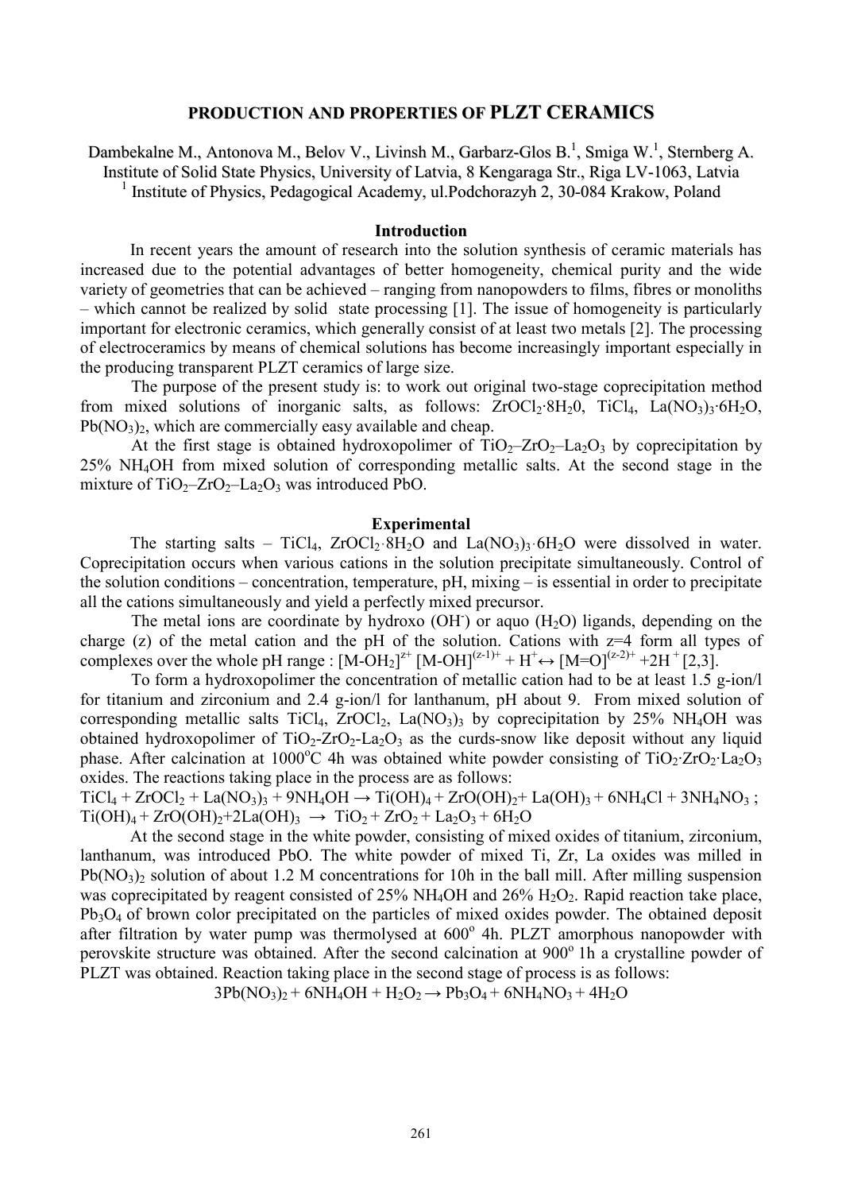# PRODUCTION AND PROPERTIES OF PLZT CERAMICS

Dambekalne M., Antonova M., Belov V., Livinsh M., Garbarz-Glos B.[1], Smiga W.[1], Sternberg A.
Institute of Solid State Physics, University of Latvia, 8 Kengaraga Str., Riga LV-1063, Latvia
[1] Institute of Physics, Pedagogical Academy, ul.Podchorazyh 2, 30-084 Krakow, Poland

## Introduction

In recent years the amount of research into the solution synthesis of ceramic materials has increased due to the potential advantages of better homogeneity, chemical purity and the wide variety of geometries that can be achieved – ranging from nanopowders to films, fibres or monoliths – which cannot be realized by solid state processing [1]. The issue of homogeneity is particularly important for electronic ceramics, which generally consist of at least two metals [2]. The processing of electroceramics by means of chemical solutions has become increasingly important especially in the producing transparent PLZT ceramics of large size.

The purpose of the present study is: to work out original two-stage coprecipitation method from mixed solutions of inorganic salts, as follows: $ZrOCl_2{\cdot}8H_20$, $TiCl_4$, $La(NO_3)_3{\cdot}6H_2O$, $Pb(NO_3)_2$, which are commercially easy available and cheap.

At the first stage is obtained hydroxopolimer of $TiO_2$–$ZrO_2$–$La_2O_3$ by coprecipitation by 25% $NH_4OH$ from mixed solution of corresponding metallic salts. At the second stage in the mixture of $TiO_2$–$ZrO_2$–$La_2O_3$ was introduced PbO.

## Experimental

The starting salts – $TiCl_4$, $ZrOCl_2{\cdot}8H_2O$ and $La(NO_3)_3{\cdot}6H_2O$ were dissolved in water. Coprecipitation occurs when various cations in the solution precipitate simultaneously. Control of the solution conditions – concentration, temperature, pH, mixing – is essential in order to precipitate all the cations simultaneously and yield a perfectly mixed precursor.

The metal ions are coordinate by hydroxo ($OH^-$) or aquo ($H_2O$) ligands, depending on the charge (z) of the metal cation and the pH of the solution. Cations with z=4 form all types of complexes over the whole pH range : $[M\text{-}OH_2]^{z+}$ $[M\text{-}OH]^{(z-1)+} + H^+ \leftrightarrow [M{=}O]^{(z-2)+} + 2H^+$ [2,3].

To form a hydroxopolimer the concentration of metallic cation had to be at least 1.5 g-ion/l for titanium and zirconium and 2.4 g-ion/l for lanthanum, pH about 9. From mixed solution of corresponding metallic salts $TiCl_4$, $ZrOCl_2$, $La(NO_3)_3$ by coprecipitation by 25% $NH_4OH$ was obtained hydroxopolimer of $TiO_2$-$ZrO_2$-$La_2O_3$ as the curds-snow like deposit without any liquid phase. After calcination at 1000°C 4h was obtained white powder consisting of $TiO_2{\cdot}ZrO_2{\cdot}La_2O_3$ oxides. The reactions taking place in the process are as follows:

$TiCl_4 + ZrOCl_2 + La(NO_3)_3 + 9NH_4OH \rightarrow Ti(OH)_4 + ZrO(OH)_2 + La(OH)_3 + 6NH_4Cl + 3NH_4NO_3$ ;
$Ti(OH)_4 + ZrO(OH)_2 + 2La(OH)_3 \rightarrow TiO_2 + ZrO_2 + La_2O_3 + 6H_2O$

At the second stage in the white powder, consisting of mixed oxides of titanium, zirconium, lanthanum, was introduced PbO. The white powder of mixed Ti, Zr, La oxides was milled in $Pb(NO_3)_2$ solution of about 1.2 M concentrations for 10h in the ball mill. After milling suspension was coprecipitated by reagent consisted of 25% $NH_4OH$ and 26% $H_2O_2$. Rapid reaction take place, $Pb_3O_4$ of brown color precipitated on the particles of mixed oxides powder. The obtained deposit after filtration by water pump was thermolysed at 600° 4h. PLZT amorphous nanopowder with perovskite structure was obtained. After the second calcination at 900° 1h a crystalline powder of PLZT was obtained. Reaction taking place in the second stage of process is as follows:

$$3Pb(NO_3)_2 + 6NH_4OH + H_2O_2 \rightarrow Pb_3O_4 + 6NH_4NO_3 + 4H_2O$$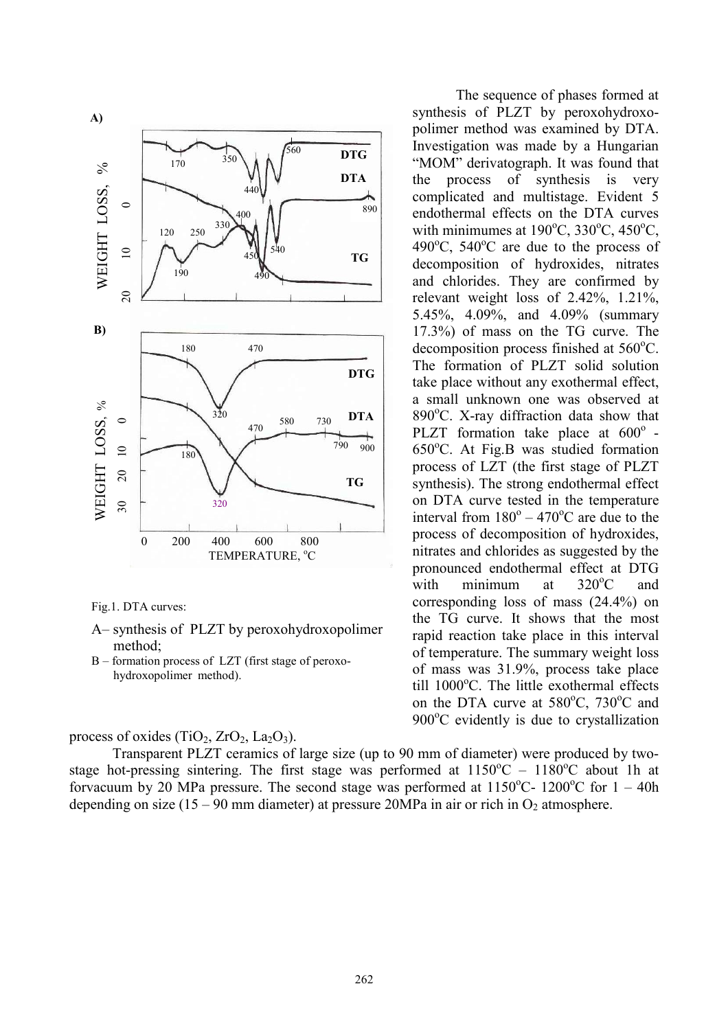The sequence of phases formed at synthesis of PLZT by peroxohydroxopolimer method was examined by DTA. Investigation was made by a Hungarian "MOM" derivatograph. It was found that the process of synthesis is very complicated and multistage. Evident 5 endothermal effects on the DTA curves with minimumes at 190°C, 330°C, 450°C, 490°C, 540°C are due to the process of decomposition of hydroxides, nitrates and chlorides. They are confirmed by relevant weight loss of 2.42%, 1.21%, 5.45%, 4.09%, and 4.09% (summary 17.3%) of mass on the TG curve. The decomposition process finished at 560°C. The formation of PLZT solid solution take place without any exothermal effect, a small unknown one was observed at 890°C. X-ray diffraction data show that PLZT formation take place at 600° - 650°C. At Fig.B was studied formation process of LZT (the first stage of PLZT synthesis). The strong endothermal effect on DTA curve tested in the temperature interval from 180° – 470°C are due to the process of decomposition of hydroxides, nitrates and chlorides as suggested by the pronounced endothermal effect at DTG with minimum at 320°C and corresponding loss of mass (24.4%) on the TG curve. It shows that the most rapid reaction take place in this interval of temperature. The summary weight loss of mass was 31.9%, process take place till 1000°C. The little exothermal effects on the DTA curve at 580°C, 730°C and 900°C evidently is due to crystallization process of oxides ($TiO_2$, $ZrO_2$, $La_2O_3$).

Fig.1. DTA curves:

A– synthesis of PLZT by peroxohydroxopolimer method;

B – formation process of LZT (first stage of peroxo-hydroxopolimer method).

Transparent PLZT ceramics of large size (up to 90 mm of diameter) were produced by two-stage hot-pressing sintering. The first stage was performed at 1150°C – 1180°C about 1h at forvacuum by 20 MPa pressure. The second stage was performed at 1150°C- 1200°C for 1 – 40h depending on size (15 – 90 mm diameter) at pressure 20MPa in air or rich in $O_2$ atmosphere.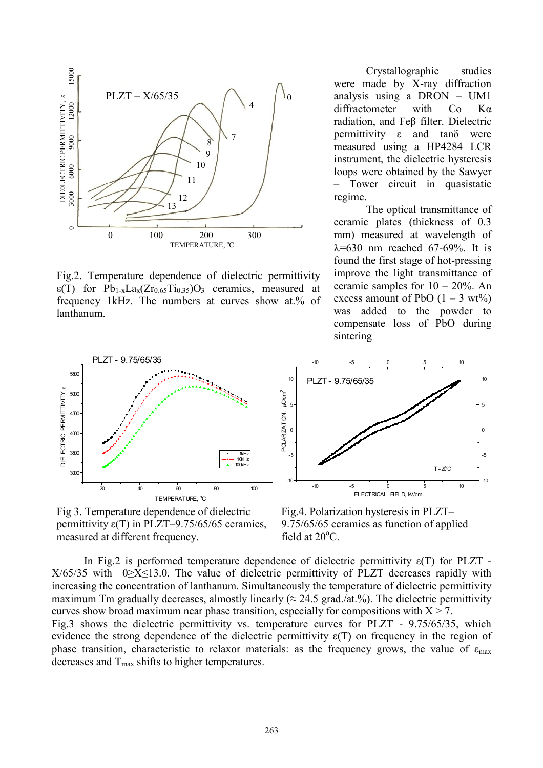Fig.2. Temperature dependence of dielectric permittivity $\varepsilon(T)$ for $Pb_{1-x}La_x(Zr_{0.65}Ti_{0.35})O_3$ ceramics, measured at frequency 1kHz. The numbers at curves show at.% of lanthanum.

Crystallographic studies were made by X-ray diffraction analysis using a DRON – UM1 diffractometer with Co Kα radiation, and Feβ filter. Dielectric permittivity ε and tanδ were measured using a HP4284 LCR instrument, the dielectric hysteresis loops were obtained by the Sawyer – Tower circuit in quasistatic regime.

The optical transmittance of ceramic plates (thickness of 0.3 mm) measured at wavelength of λ=630 nm reached 67-69%. It is found the first stage of hot-pressing improve the light transmittance of ceramic samples for 10 – 20%. An excess amount of PbO (1 – 3 wt%) was added to the powder to compensate loss of PbO during sintering

Fig 3. Temperature dependence of dielectric permittivity $\varepsilon(T)$ in PLZT–9.75/65/65 ceramics, measured at different frequency.

Fig.4. Polarization hysteresis in PLZT–9.75/65/65 ceramics as function of applied field at 20°C.

In Fig.2 is performed temperature dependence of dielectric permittivity $\varepsilon(T)$ for PLZT - X/65/35 with $0 \geq X \leq 13.0$. The value of dielectric permittivity of PLZT decreases rapidly with increasing the concentration of lanthanum. Simultaneously the temperature of dielectric permittivity maximum Tm gradually decreases, almostly linearly (≈ 24.5 grad./at.%). The dielectric permittivity curves show broad maximum near phase transition, especially for compositions with X > 7.

Fig.3 shows the dielectric permittivity vs. temperature curves for PLZT - 9.75/65/35, which evidence the strong dependence of the dielectric permittivity $\varepsilon(T)$ on frequency in the region of phase transition, characteristic to relaxor materials: as the frequency grows, the value of $\varepsilon_{max}$ decreases and $T_{max}$ shifts to higher temperatures.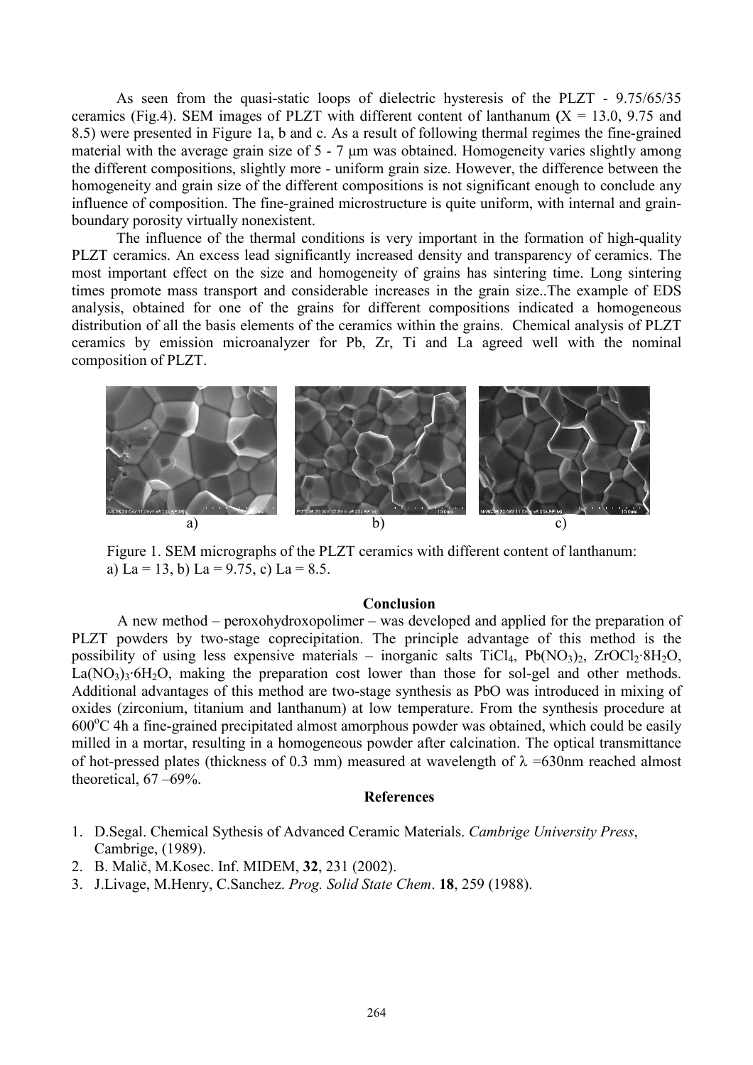As seen from the quasi-static loops of dielectric hysteresis of the PLZT - 9.75/65/35 ceramics (Fig.4). SEM images of PLZT with different content of lanthanum **(**X = 13.0, 9.75 and 8.5) were presented in Figure 1a, b and c. As a result of following thermal regimes the fine-grained material with the average grain size of 5 - 7 μm was obtained. Homogeneity varies slightly among the different compositions, slightly more - uniform grain size. However, the difference between the homogeneity and grain size of the different compositions is not significant enough to conclude any influence of composition. The fine-grained microstructure is quite uniform, with internal and grain-boundary porosity virtually nonexistent.

The influence of the thermal conditions is very important in the formation of high-quality PLZT ceramics. An excess lead significantly increased density and transparency of ceramics. The most important effect on the size and homogeneity of grains has sintering time. Long sintering times promote mass transport and considerable increases in the grain size..The example of EDS analysis, obtained for one of the grains for different compositions indicated a homogeneous distribution of all the basis elements of the ceramics within the grains. Chemical analysis of PLZT ceramics by emission microanalyzer for Pb, Zr, Ti and La agreed well with the nominal composition of PLZT.

a) b) c)

Figure 1. SEM micrographs of the PLZT ceramics with different content of lanthanum: a) La = 13, b) La = 9.75, c) La = 8.5.

## Conclusion

A new method – peroxohydroxopolimer – was developed and applied for the preparation of PLZT powders by two-stage coprecipitation. The principle advantage of this method is the possibility of using less expensive materials – inorganic salts $TiCl_4$, $Pb(NO_3)_2$, $ZrOCl_2 \cdot 8H_2O$, $La(NO_3)_3 \cdot 6H_2O$, making the preparation cost lower than those for sol-gel and other methods. Additional advantages of this method are two-stage synthesis as PbO was introduced in mixing of oxides (zirconium, titanium and lanthanum) at low temperature. From the synthesis procedure at 600°C 4h a fine-grained precipitated almost amorphous powder was obtained, which could be easily milled in a mortar, resulting in a homogeneous powder after calcination. The optical transmittance of hot-pressed plates (thickness of 0.3 mm) measured at wavelength of $\lambda$ =630nm reached almost theoretical, 67 –69%.

## References

1. D.Segal. Chemical Sythesis of Advanced Ceramic Materials. *Cambrige University Press*, Cambrige, (1989).
2. B. Malič, M.Kosec. Inf. MIDEM, **32**, 231 (2002).
3. J.Livage, M.Henry, C.Sanchez. *Prog. Solid State Chem*. **18**, 259 (1988).